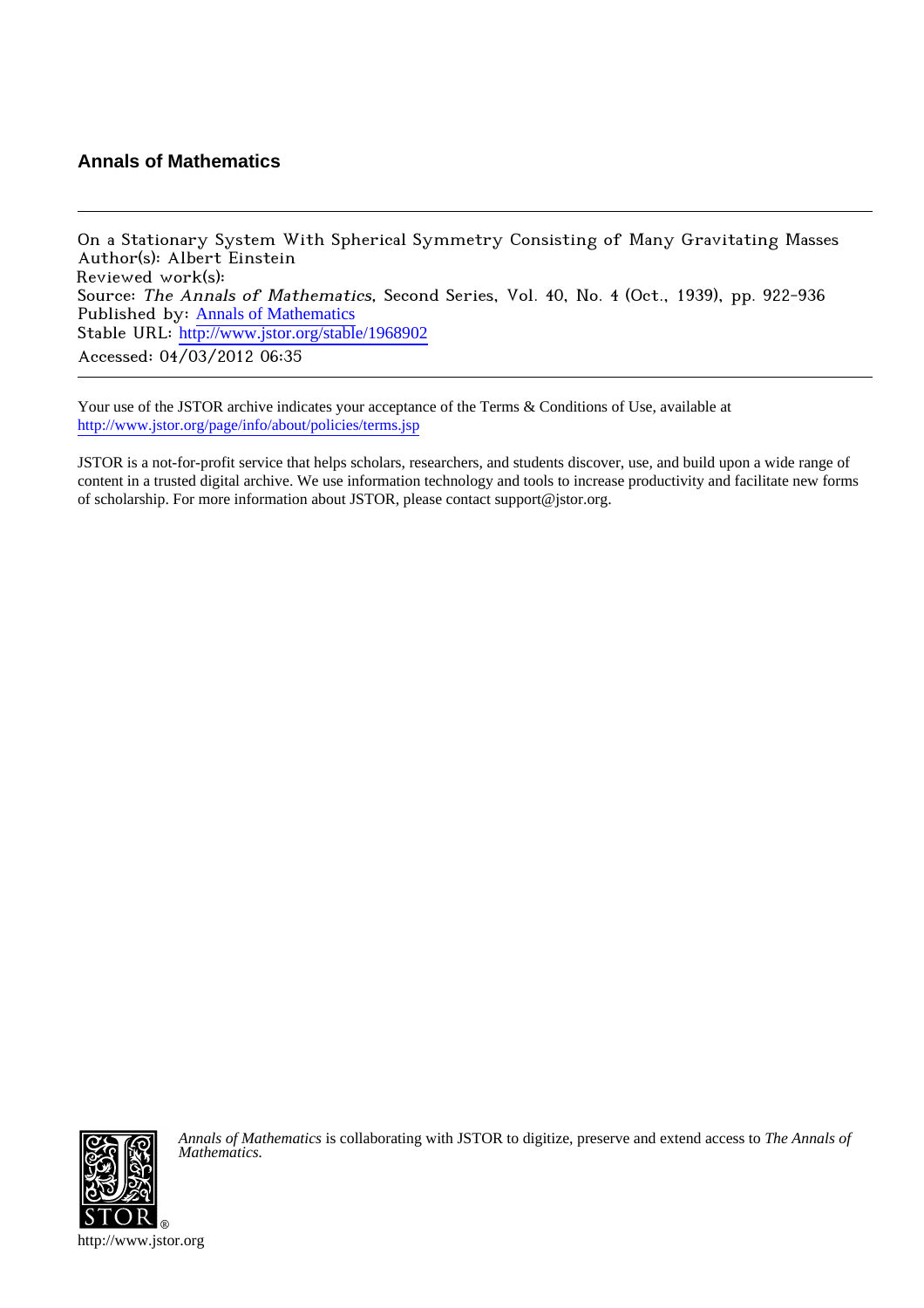**Annals of Mathematics**

---

On a Stationary System With Spherical Symmetry Consisting of Many Gravitating Masses
Author(s): Albert Einstein
Reviewed work(s):
Source: *The Annals of Mathematics*, Second Series, Vol. 40, No. 4 (Oct., 1939), pp. 922-936
Published by: Annals of Mathematics
Stable URL: http://www.jstor.org/stable/1968902
Accessed: 04/03/2012 06:35

---

Your use of the JSTOR archive indicates your acceptance of the Terms & Conditions of Use, available at
http://www.jstor.org/page/info/about/policies/terms.jsp

JSTOR is a not-for-profit service that helps scholars, researchers, and students discover, use, and build upon a wide range of content in a trusted digital archive. We use information technology and tools to increase productivity and facilitate new forms of scholarship. For more information about JSTOR, please contact support@jstor.org.

*Annals of Mathematics* is collaborating with JSTOR to digitize, preserve and extend access to *The Annals of Mathematics.*

http://www.jstor.org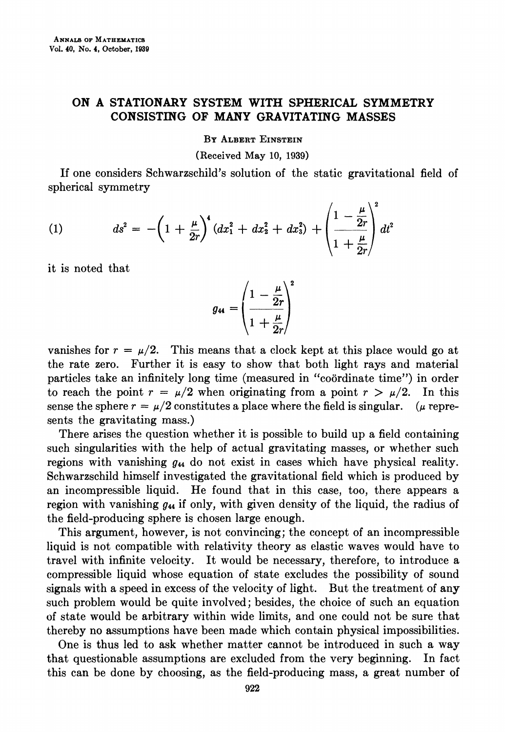# ON A STATIONARY SYSTEM WITH SPHERICAL SYMMETRY CONSISTING OF MANY GRAVITATING MASSES

By Albert Einstein

(Received May 10, 1939)

If one considers Schwarzschild's solution of the static gravitational field of spherical symmetry

$$ds^2 = -\left(1 + \frac{\mu}{2r}\right)^4 (dx_1^2 + dx_2^2 + dx_3^2) + \left(\frac{1 - \frac{\mu}{2r}}{1 + \frac{\mu}{2r}}\right)^2 dt^2 \tag{1}$$

it is noted that

$$g_{44} = \left(\frac{1 - \frac{\mu}{2r}}{1 + \frac{\mu}{2r}}\right)^2$$

vanishes for $r = \mu/2$. This means that a clock kept at this place would go at the rate zero. Further it is easy to show that both light rays and material particles take an infinitely long time (measured in "coördinate time") in order to reach the point $r = \mu/2$ when originating from a point $r > \mu/2$. In this sense the sphere $r = \mu/2$ constitutes a place where the field is singular. ($\mu$ represents the gravitating mass.)

There arises the question whether it is possible to build up a field containing such singularities with the help of actual gravitating masses, or whether such regions with vanishing $g_{44}$ do not exist in cases which have physical reality. Schwarzschild himself investigated the gravitational field which is produced by an incompressible liquid. He found that in this case, too, there appears a region with vanishing $g_{44}$ if only, with given density of the liquid, the radius of the field-producing sphere is chosen large enough.

This argument, however, is not convincing; the concept of an incompressible liquid is not compatible with relativity theory as elastic waves would have to travel with infinite velocity. It would be necessary, therefore, to introduce a compressible liquid whose equation of state excludes the possibility of sound signals with a speed in excess of the velocity of light. But the treatment of any such problem would be quite involved; besides, the choice of such an equation of state would be arbitrary within wide limits, and one could not be sure that thereby no assumptions have been made which contain physical impossibilities.

One is thus led to ask whether matter cannot be introduced in such a way that questionable assumptions are excluded from the very beginning. In fact this can be done by choosing, as the field-producing mass, a great number of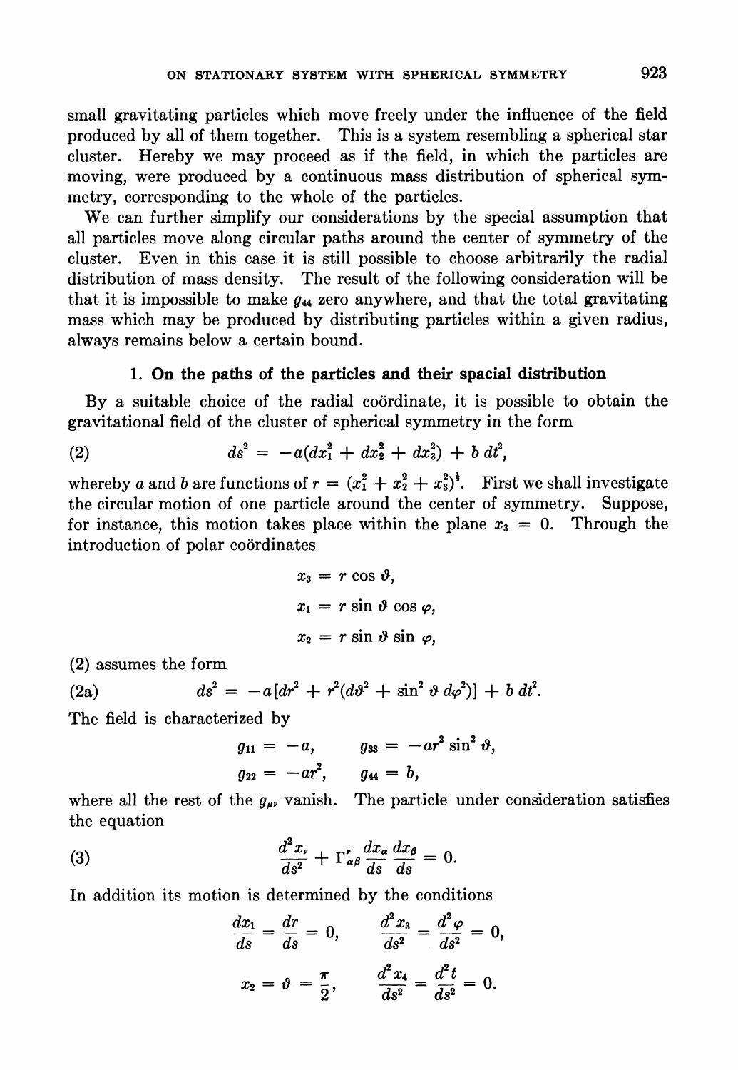small gravitating particles which move freely under the influence of the field produced by all of them together. This is a system resembling a spherical star cluster. Hereby we may proceed as if the field, in which the particles are moving, were produced by a continuous mass distribution of spherical symmetry, corresponding to the whole of the particles.

We can further simplify our considerations by the special assumption that all particles move along circular paths around the center of symmetry of the cluster. Even in this case it is still possible to choose arbitrarily the radial distribution of mass density. The result of the following consideration will be that it is impossible to make $g_{44}$ zero anywhere, and that the total gravitating mass which may be produced by distributing particles within a given radius, always remains below a certain bound.

### 1. On the paths of the particles and their spacial distribution

By a suitable choice of the radial coördinate, it is possible to obtain the gravitational field of the cluster of spherical symmetry in the form

$$ds^2 = -a(dx_1^2 + dx_2^2 + dx_3^2) + b\,dt^2, \tag{2}$$

whereby $a$ and $b$ are functions of $r = (x_1^2 + x_2^2 + x_3^2)^{\frac{1}{2}}$. First we shall investigate the circular motion of one particle around the center of symmetry. Suppose, for instance, this motion takes place within the plane $x_3 = 0$. Through the introduction of polar coördinates

$$x_3 = r\cos\vartheta,$$

$$x_1 = r\sin\vartheta\cos\varphi,$$

$$x_2 = r\sin\vartheta\sin\varphi,$$

(2) assumes the form

$$ds^2 = -a[dr^2 + r^2(d\vartheta^2 + \sin^2\vartheta\, d\varphi^2)] + b\,dt^2. \tag{2a}$$

The field is characterized by

$$g_{11} = -a, \qquad g_{33} = -ar^2\sin^2\vartheta,$$

$$g_{22} = -ar^2, \qquad g_{44} = b,$$

where all the rest of the $g_{\mu\nu}$ vanish. The particle under consideration satisfies the equation

$$\frac{d^2x_\nu}{ds^2} + \Gamma^\nu_{\alpha\beta}\frac{dx_\alpha}{ds}\frac{dx_\beta}{ds} = 0. \tag{3}$$

In addition its motion is determined by the conditions

$$\frac{dx_1}{ds} = \frac{dr}{ds} = 0, \qquad \frac{d^2x_3}{ds^2} = \frac{d^2\varphi}{ds^2} = 0,$$

$$x_2 = \vartheta = \frac{\pi}{2}, \qquad \frac{d^2x_4}{ds^2} = \frac{d^2t}{ds^2} = 0.$$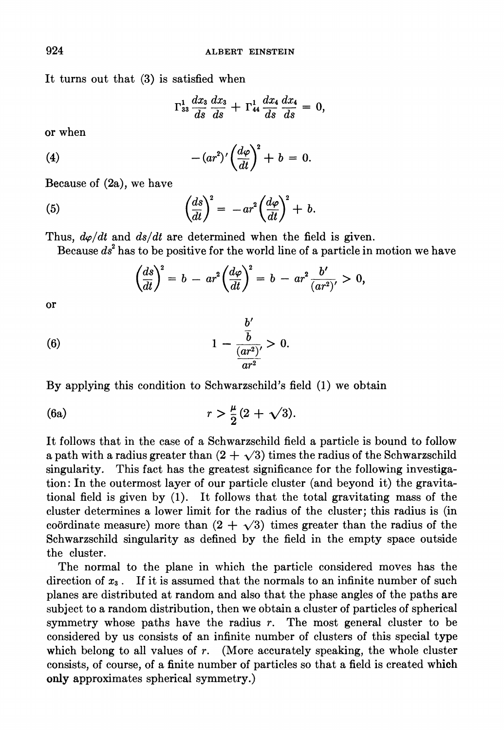It turns out that (3) is satisfied when

$$\Gamma^1_{33} \frac{dx_3}{ds} \frac{dx_3}{ds} + \Gamma^1_{44} \frac{dx_4}{ds} \frac{dx_4}{ds} = 0,$$

or when

$$-(ar^2)' \left(\frac{d\varphi}{dt}\right)^2 + b = 0. \tag{4}$$

Because of (2a), we have

$$\left(\frac{ds}{dt}\right)^2 = -ar^2 \left(\frac{d\varphi}{dt}\right)^2 + b. \tag{5}$$

Thus, $d\varphi/dt$ and $ds/dt$ are determined when the field is given.

Because $ds^2$ has to be positive for the world line of a particle in motion we have

$$\left(\frac{ds}{dt}\right)^2 = b - ar^2 \left(\frac{d\varphi}{dt}\right)^2 = b - ar^2 \frac{b'}{(ar^2)'} > 0,$$

or

$$1 - \frac{\dfrac{b'}{b}}{\dfrac{(ar^2)'}{ar^2}} > 0. \tag{6}$$

By applying this condition to Schwarzschild's field (1) we obtain

$$r > \frac{\mu}{2}(2 + \sqrt{3}). \tag{6a}$$

It follows that in the case of a Schwarzschild field a particle is bound to follow a path with a radius greater than $(2 + \sqrt{3})$ times the radius of the Schwarzschild singularity. This fact has the greatest significance for the following investigation: In the outermost layer of our particle cluster (and beyond it) the gravitational field is given by (1). It follows that the total gravitating mass of the cluster determines a lower limit for the radius of the cluster; this radius is (in coördinate measure) more than $(2 + \sqrt{3})$ times greater than the radius of the Schwarzschild singularity as defined by the field in the empty space outside the cluster.

The normal to the plane in which the particle considered moves has the direction of $x_3$. If it is assumed that the normals to an infinite number of such planes are distributed at random and also that the phase angles of the paths are subject to a random distribution, then we obtain a cluster of particles of spherical symmetry whose paths have the radius $r$. The most general cluster to be considered by us consists of an infinite number of clusters of this special type which belong to all values of $r$. (More accurately speaking, the whole cluster consists, of course, of a finite number of particles so that a field is created which only approximates spherical symmetry.)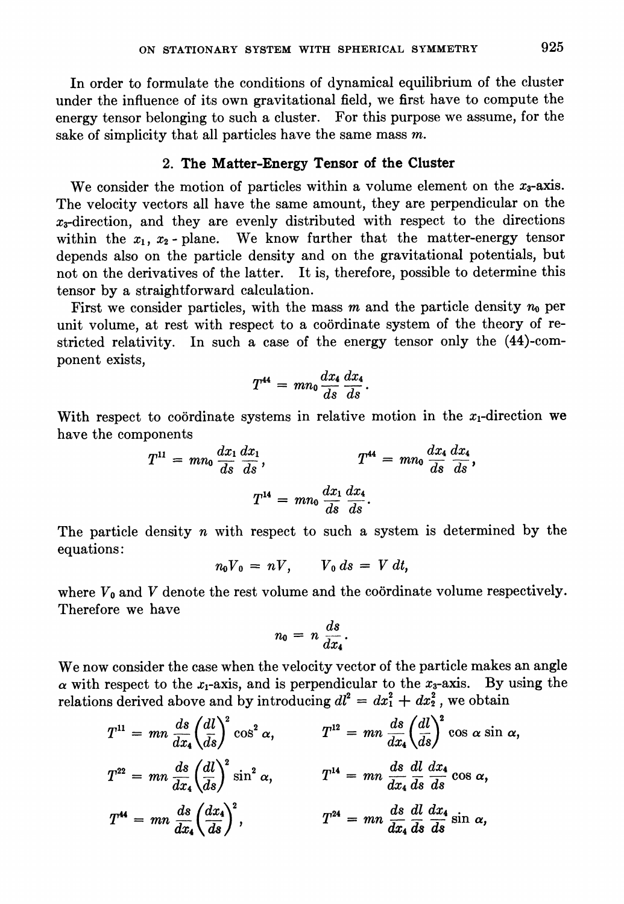In order to formulate the conditions of dynamical equilibrium of the cluster under the influence of its own gravitational field, we first have to compute the energy tensor belonging to such a cluster. For this purpose we assume, for the sake of simplicity that all particles have the same mass $m$.

## 2. The Matter-Energy Tensor of the Cluster

We consider the motion of particles within a volume element on the $x_3$-axis. The velocity vectors all have the same amount, they are perpendicular on the $x_3$-direction, and they are evenly distributed with respect to the directions within the $x_1$, $x_2$ - plane. We know further that the matter-energy tensor depends also on the particle density and on the gravitational potentials, but not on the derivatives of the latter. It is, therefore, possible to determine this tensor by a straightforward calculation.

First we consider particles, with the mass $m$ and the particle density $n_0$ per unit volume, at rest with respect to a coördinate system of the theory of restricted relativity. In such a case of the energy tensor only the (44)-component exists,

$$T^{44} = mn_0 \frac{dx_4}{ds}\frac{dx_4}{ds}.$$

With respect to coördinate systems in relative motion in the $x_1$-direction we have the components

$$T^{11} = mn_0 \frac{dx_1}{ds}\frac{dx_1}{ds}, \qquad T^{44} = mn_0 \frac{dx_4}{ds}\frac{dx_4}{ds},$$

$$T^{14} = mn_0 \frac{dx_1}{ds}\frac{dx_4}{ds}.$$

The particle density $n$ with respect to such a system is determined by the equations:

$$n_0 V_0 = nV, \qquad V_0\, ds = V\, dt,$$

where $V_0$ and $V$ denote the rest volume and the coördinate volume respectively. Therefore we have

$$n_0 = n \frac{ds}{dx_4}.$$

We now consider the case when the velocity vector of the particle makes an angle $\alpha$ with respect to the $x_1$-axis, and is perpendicular to the $x_3$-axis. By using the relations derived above and by introducing $dl^2 = dx_1^2 + dx_2^2$, we obtain

$$T^{11} = mn \frac{ds}{dx_4}\left(\frac{dl}{ds}\right)^2 \cos^2 \alpha, \qquad T^{12} = mn \frac{ds}{dx_4}\left(\frac{dl}{ds}\right)^2 \cos \alpha \sin \alpha,$$

$$T^{22} = mn \frac{ds}{dx_4}\left(\frac{dl}{ds}\right)^2 \sin^2 \alpha, \qquad T^{14} = mn \frac{ds}{dx_4}\frac{dl}{ds}\frac{dx_4}{ds} \cos \alpha,$$

$$T^{44} = mn \frac{ds}{dx_4}\left(\frac{dx_4}{ds}\right)^2, \qquad T^{24} = mn \frac{ds}{dx_4}\frac{dl}{ds}\frac{dx_4}{ds} \sin \alpha,$$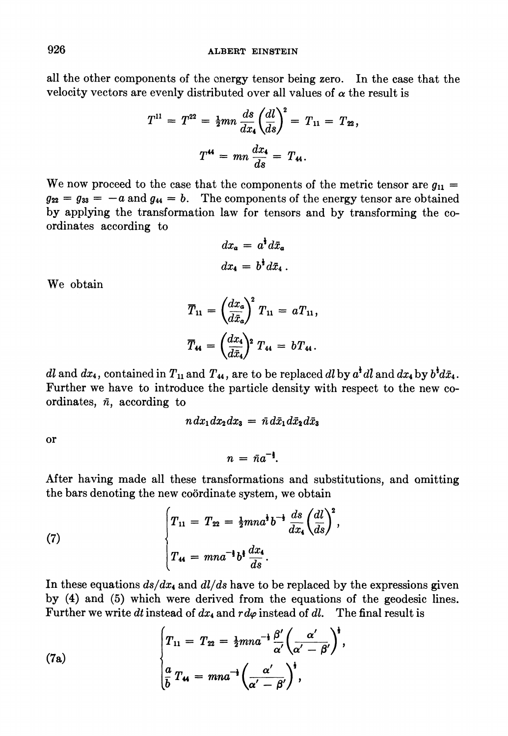all the other components of the energy tensor being zero. In the case that the velocity vectors are evenly distributed over all values of $\alpha$ the result is

$$T^{11} = T^{22} = \tfrac{1}{2}mn \frac{ds}{dx_4}\left(\frac{dl}{ds}\right)^2 = T_{11} = T_{22},$$

$$T^{44} = mn \frac{dx_4}{ds} = T_{44}.$$

We now proceed to the case that the components of the metric tensor are $g_{11} = g_{22} = g_{33} = -a$ and $g_{44} = b$. The components of the energy tensor are obtained by applying the transformation law for tensors and by transforming the coördinates according to

$$dx_a = a^{\frac{1}{2}} d\bar{x}_a$$

$$dx_4 = b^{\frac{1}{2}} d\bar{x}_4 .$$

We obtain

$$\bar{T}_{11} = \left(\frac{dx_a}{d\bar{x}_a}\right)^2 T_{11} = aT_{11},$$

$$\bar{T}_{44} = \left(\frac{dx_4}{d\bar{x}_4}\right)^2 T_{44} = bT_{44}.$$

$dl$ and $dx_4$, contained in $T_{11}$ and $T_{44}$, are to be replaced $dl$ by $a^{\frac{1}{2}} dl$ and $dx_4$ by $b^{\frac{1}{2}} d\bar{x}_4$. Further we have to introduce the particle density with respect to the new coördinates, $\bar{n}$, according to

$$n\, dx_1 dx_2 dx_3 = \bar{n}\, d\bar{x}_1 d\bar{x}_2 d\bar{x}_3$$

or

$$n = \bar{n} a^{-\frac{3}{2}}.$$

After having made all these transformations and substitutions, and omitting the bars denoting the new coördinate system, we obtain

$$\tag{7} \begin{cases} T_{11} = T_{22} = \tfrac{1}{2} mn a^{\frac{1}{2}} b^{-\frac{1}{2}} \dfrac{ds}{dx_4}\left(\dfrac{dl}{ds}\right)^2, \\[2ex] T_{44} = mn a^{-\frac{3}{2}} b^{\frac{1}{2}} \dfrac{dx_4}{ds}. \end{cases}$$

In these equations $ds/dx_4$ and $dl/ds$ have to be replaced by the expressions given by (4) and (5) which were derived from the equations of the geodesic lines. Further we write $dt$ instead of $dx_4$ and $r\,d\varphi$ instead of $dl$. The final result is

$$\tag{7a} \begin{cases} T_{11} = T_{22} = \tfrac{1}{2} mn a^{-\frac{1}{2}} \dfrac{\beta'}{\alpha'}\left(\dfrac{\alpha'}{\alpha' - \beta'}\right)^{\frac{1}{2}}, \\[2ex] \dfrac{a}{b} T_{44} = mn a^{-\frac{1}{2}}\left(\dfrac{\alpha'}{\alpha' - \beta'}\right)^{\frac{1}{2}}, \end{cases}$$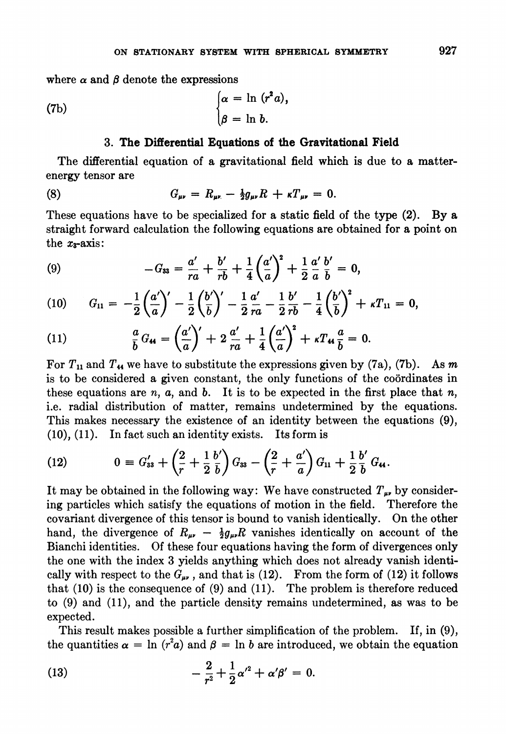where $\alpha$ and $\beta$ denote the expressions

$$
\text{(7b)} \qquad \begin{cases} \alpha = \ln (r^2 a), \\ \beta = \ln b. \end{cases}
$$

## 3. The Differential Equations of the Gravitational Field

The differential equation of a gravitational field which is due to a matter-energy tensor are

$$
\text{(8)} \qquad G_{\mu\nu} = R_{\mu\nu} - \tfrac{1}{2} g_{\mu\nu} R + \kappa T_{\mu\nu} = 0.
$$

These equations have to be specialized for a static field of the type (2). By a straight forward calculation the following equations are obtained for a point on the $x_3$-axis:

$$
\text{(9)} \qquad -G_{33} = \frac{a'}{ra} + \frac{b'}{rb} + \frac{1}{4}\left(\frac{a'}{a}\right)^2 + \frac{1}{2}\frac{a'}{a}\frac{b'}{b} = 0,
$$

$$
\text{(10)} \qquad G_{11} = -\frac{1}{2}\left(\frac{a'}{a}\right)' - \frac{1}{2}\left(\frac{b'}{b}\right)' - \frac{1}{2}\frac{a'}{ra} - \frac{1}{2}\frac{b'}{rb} - \frac{1}{4}\left(\frac{b'}{b}\right)^2 + \kappa T_{11} = 0,
$$

$$
\text{(11)} \qquad \frac{a}{b} G_{44} = \left(\frac{a'}{a}\right)' + 2\frac{a'}{ra} + \frac{1}{4}\left(\frac{a'}{a}\right)^2 + \kappa T_{44}\frac{a}{b} = 0.
$$

For $T_{11}$ and $T_{44}$ we have to substitute the expressions given by (7a), (7b). As $m$ is to be considered a given constant, the only functions of the coördinates in these equations are $n$, $a$, and $b$. It is to be expected in the first place that $n$, i.e. radial distribution of matter, remains undetermined by the equations. This makes necessary the existence of an identity between the equations (9), (10), (11). In fact such an identity exists. Its form is

$$
\text{(12)} \qquad 0 \equiv G'_{33} + \left(\frac{2}{r} + \frac{1}{2}\frac{b'}{b}\right) G_{33} - \left(\frac{2}{r} + \frac{a'}{a}\right) G_{11} + \frac{1}{2}\frac{b'}{b} G_{44}.
$$

It may be obtained in the following way: We have constructed $T_{\mu\nu}$ by considering particles which satisfy the equations of motion in the field. Therefore the covariant divergence of this tensor is bound to vanish identically. On the other hand, the divergence of $R_{\mu\nu} - \frac{1}{2} g_{\mu\nu} R$ vanishes identically on account of the Bianchi identities. Of these four equations having the form of divergences only the one with the index 3 yields anything which does not already vanish identically with respect to the $G_{\mu\nu}$, and that is (12). From the form of (12) it follows that (10) is the consequence of (9) and (11). The problem is therefore reduced to (9) and (11), and the particle density remains undetermined, as was to be expected.

This result makes possible a further simplification of the problem. If, in (9), the quantities $\alpha = \ln (r^2 a)$ and $\beta = \ln b$ are introduced, we obtain the equation

$$
\text{(13)} \qquad -\frac{2}{r^2} + \frac{1}{2}\alpha'^2 + \alpha'\beta' = 0.
$$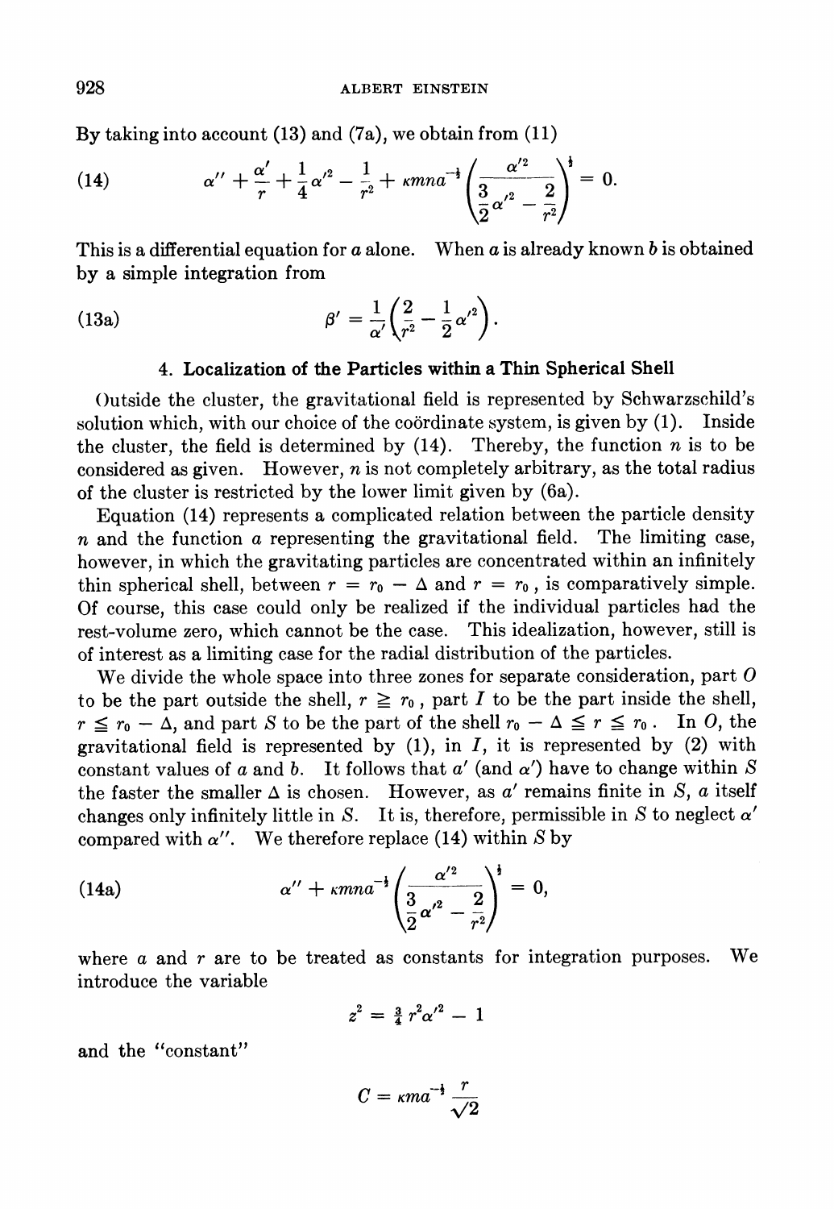By taking into account (13) and (7a), we obtain from (11)

$$\alpha'' + \frac{\alpha'}{r} + \frac{1}{4}\alpha'^2 - \frac{1}{r^2} + \kappa m n a^{-\frac{1}{2}} \left( \frac{\alpha'^2}{\frac{3}{2}\alpha'^2 - \frac{2}{r^2}} \right)^{\frac{1}{2}} = 0. \tag{14}$$

This is a differential equation for $a$ alone. When $a$ is already known $b$ is obtained by a simple integration from

$$\beta' = \frac{1}{\alpha'}\left(\frac{2}{r^2} - \frac{1}{2}\alpha'^2\right). \tag{13a}$$

### 4. Localization of the Particles within a Thin Spherical Shell

Outside the cluster, the gravitational field is represented by Schwarzschild's solution which, with our choice of the coördinate system, is given by (1). Inside the cluster, the field is determined by (14). Thereby, the function $n$ is to be considered as given. However, $n$ is not completely arbitrary, as the total radius of the cluster is restricted by the lower limit given by (6a).

Equation (14) represents a complicated relation between the particle density $n$ and the function $a$ representing the gravitational field. The limiting case, however, in which the gravitating particles are concentrated within an infinitely thin spherical shell, between $r = r_0 - \Delta$ and $r = r_0$, is comparatively simple. Of course, this case could only be realized if the individual particles had the rest-volume zero, which cannot be the case. This idealization, however, still is of interest as a limiting case for the radial distribution of the particles.

We divide the whole space into three zones for separate consideration, part $O$ to be the part outside the shell, $r \geqq r_0$, part $I$ to be the part inside the shell, $r \leqq r_0 - \Delta$, and part $S$ to be the part of the shell $r_0 - \Delta \leqq r \leqq r_0$. In $O$, the gravitational field is represented by (1), in $I$, it is represented by (2) with constant values of $a$ and $b$. It follows that $a'$ (and $\alpha'$) have to change within $S$ the faster the smaller $\Delta$ is chosen. However, as $a'$ remains finite in $S$, $a$ itself changes only infinitely little in $S$. It is, therefore, permissible in $S$ to neglect $\alpha'$ compared with $\alpha''$. We therefore replace (14) within $S$ by

$$\alpha'' + \kappa m n a^{-\frac{1}{2}} \left( \frac{\alpha'^2}{\frac{3}{2}\alpha'^2 - \frac{2}{r^2}} \right)^{\frac{1}{2}} = 0, \tag{14a}$$

where $a$ and $r$ are to be treated as constants for integration purposes. We introduce the variable

$$z^2 = \tfrac{3}{4} r^2 \alpha'^2 - 1$$

and the "constant"

$$C = \kappa m a^{-\frac{1}{2}} \frac{r}{\sqrt{2}}$$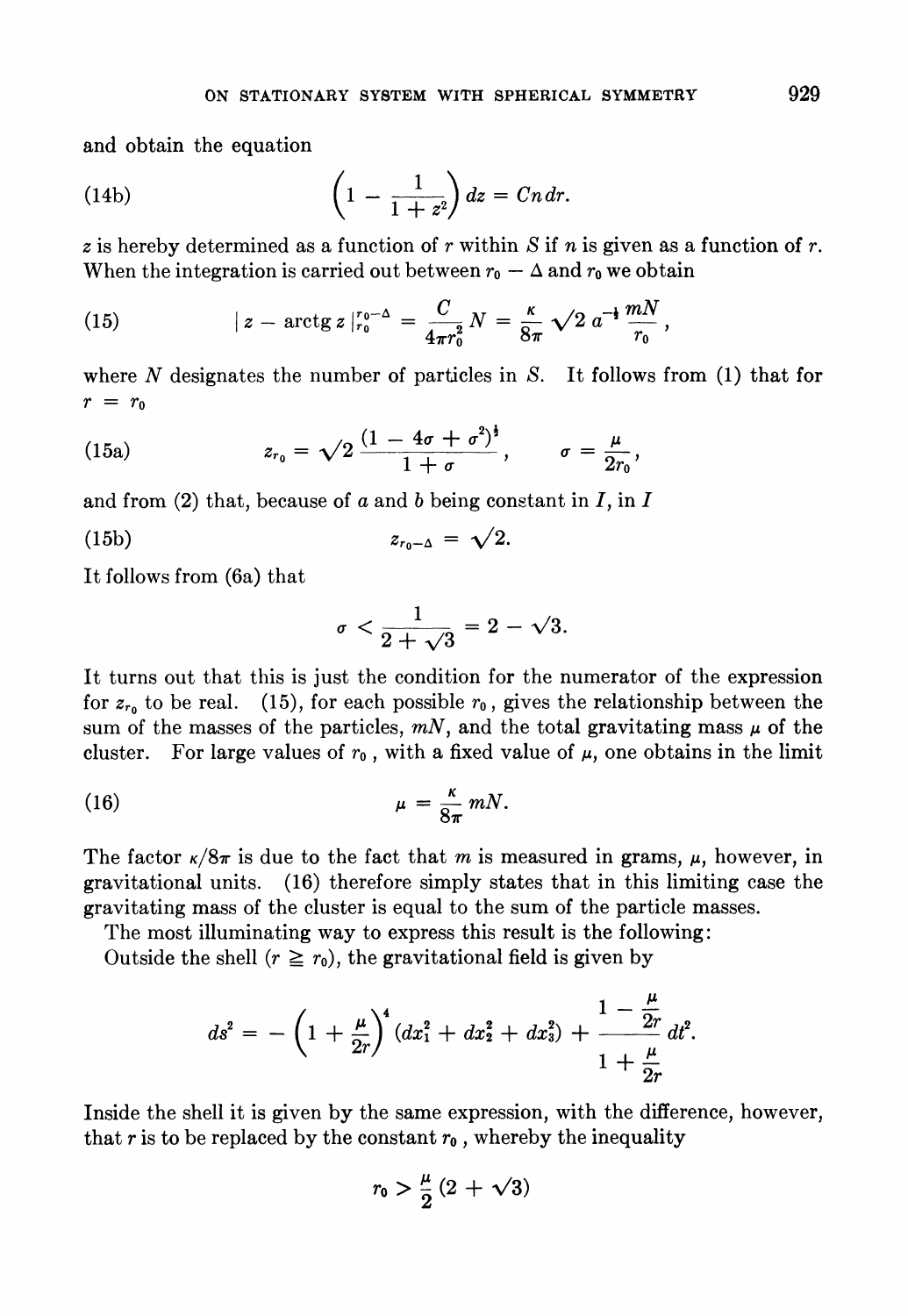and obtain the equation

$$\left(1 - \frac{1}{1+z^2}\right) dz = Cn\,dr. \tag{14b}$$

$z$ is hereby determined as a function of $r$ within $S$ if $n$ is given as a function of $r$. When the integration is carried out between $r_0 - \Delta$ and $r_0$ we obtain

$$\left| z - \operatorname{arctg} z \right|_{r_0}^{r_0-\Delta} = \frac{C}{4\pi r_0^2} N = \frac{\kappa}{8\pi} \sqrt{2}\, a^{-\frac{1}{2}} \frac{mN}{r_0}, \tag{15}$$

where $N$ designates the number of particles in $S$. It follows from (1) that for $r = r_0$

$$z_{r_0} = \sqrt{2}\, \frac{(1 - 4\sigma + \sigma^2)^{\frac{1}{2}}}{1+\sigma}, \qquad \sigma = \frac{\mu}{2r_0}, \tag{15a}$$

and from (2) that, because of $a$ and $b$ being constant in $I$, in $I$

$$z_{r_0-\Delta} = \sqrt{2}. \tag{15b}$$

It follows from (6a) that

$$\sigma < \frac{1}{2+\sqrt{3}} = 2 - \sqrt{3}.$$

It turns out that this is just the condition for the numerator of the expression for $z_{r_0}$ to be real. (15), for each possible $r_0$, gives the relationship between the sum of the masses of the particles, $mN$, and the total gravitating mass $\mu$ of the cluster. For large values of $r_0$, with a fixed value of $\mu$, one obtains in the limit

$$\mu = \frac{\kappa}{8\pi} mN. \tag{16}$$

The factor $\kappa/8\pi$ is due to the fact that $m$ is measured in grams, $\mu$, however, in gravitational units. (16) therefore simply states that in this limiting case the gravitating mass of the cluster is equal to the sum of the particle masses.

The most illuminating way to express this result is the following:

Outside the shell ($r \geqq r_0$), the gravitational field is given by

$$ds^2 = -\left(1 + \frac{\mu}{2r}\right)^4 (dx_1^2 + dx_2^2 + dx_3^2) + \frac{1 - \frac{\mu}{2r}}{1 + \frac{\mu}{2r}}\, dt^2.$$

Inside the shell it is given by the same expression, with the difference, however, that $r$ is to be replaced by the constant $r_0$, whereby the inequality

$$r_0 > \frac{\mu}{2}(2 + \sqrt{3})$$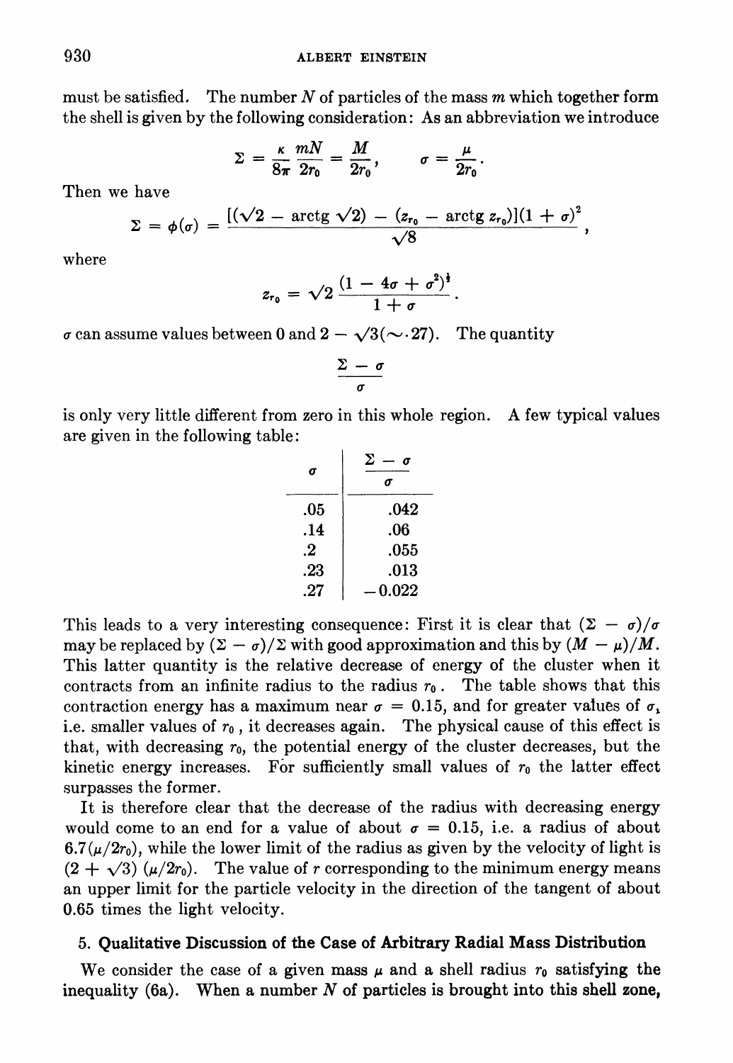must be satisfied. The number $N$ of particles of the mass $m$ which together form the shell is given by the following consideration: As an abbreviation we introduce

$$\Sigma = \frac{\kappa}{8\pi}\frac{mN}{2r_0} = \frac{M}{2r_0}, \qquad \sigma = \frac{\mu}{2r_0}.$$

Then we have

$$\Sigma = \phi(\sigma) = \frac{[(\sqrt{2} - \operatorname{arctg}\sqrt{2}) - (z_{r_0} - \operatorname{arctg} z_{r_0})](1+\sigma)^2}{\sqrt{8}},$$

where

$$z_{r_0} = \sqrt{2}\,\frac{(1 - 4\sigma + \sigma^2)^{\frac{1}{2}}}{1+\sigma}.$$

$\sigma$ can assume values between 0 and $2 - \sqrt{3}(\sim \cdot 27)$. The quantity

$$\frac{\Sigma - \sigma}{\sigma}$$

is only very little different from zero in this whole region. A few typical values are given in the following table:

| $\sigma$ | $\frac{\Sigma - \sigma}{\sigma}$ |
|---|---|
| .05 | .042 |
| .14 | .06 |
| .2 | .055 |
| .23 | .013 |
| .27 | −0.022 |

This leads to a very interesting consequence: First it is clear that $(\Sigma - \sigma)/\sigma$ may be replaced by $(\Sigma - \sigma)/\Sigma$ with good approximation and this by $(M - \mu)/M$. This latter quantity is the relative decrease of energy of the cluster when it contracts from an infinite radius to the radius $r_0$. The table shows that this contraction energy has a maximum near $\sigma = 0.15$, and for greater values of $\sigma$, i.e. smaller values of $r_0$, it decreases again. The physical cause of this effect is that, with decreasing $r_0$, the potential energy of the cluster decreases, but the kinetic energy increases. For sufficiently small values of $r_0$ the latter effect surpasses the former.

It is therefore clear that the decrease of the radius with decreasing energy would come to an end for a value of about $\sigma = 0.15$, i.e. a radius of about $6.7(\mu/2r_0)$, while the lower limit of the radius as given by the velocity of light is $(2 + \sqrt{3})\,(\mu/2r_0)$. The value of $r$ corresponding to the minimum energy means an upper limit for the particle velocity in the direction of the tangent of about 0.65 times the light velocity.

## 5. Qualitative Discussion of the Case of Arbitrary Radial Mass Distribution

We consider the case of a given mass $\mu$ and a shell radius $r_0$ satisfying the inequality (6a). When a number $N$ of particles is brought into this shell zone,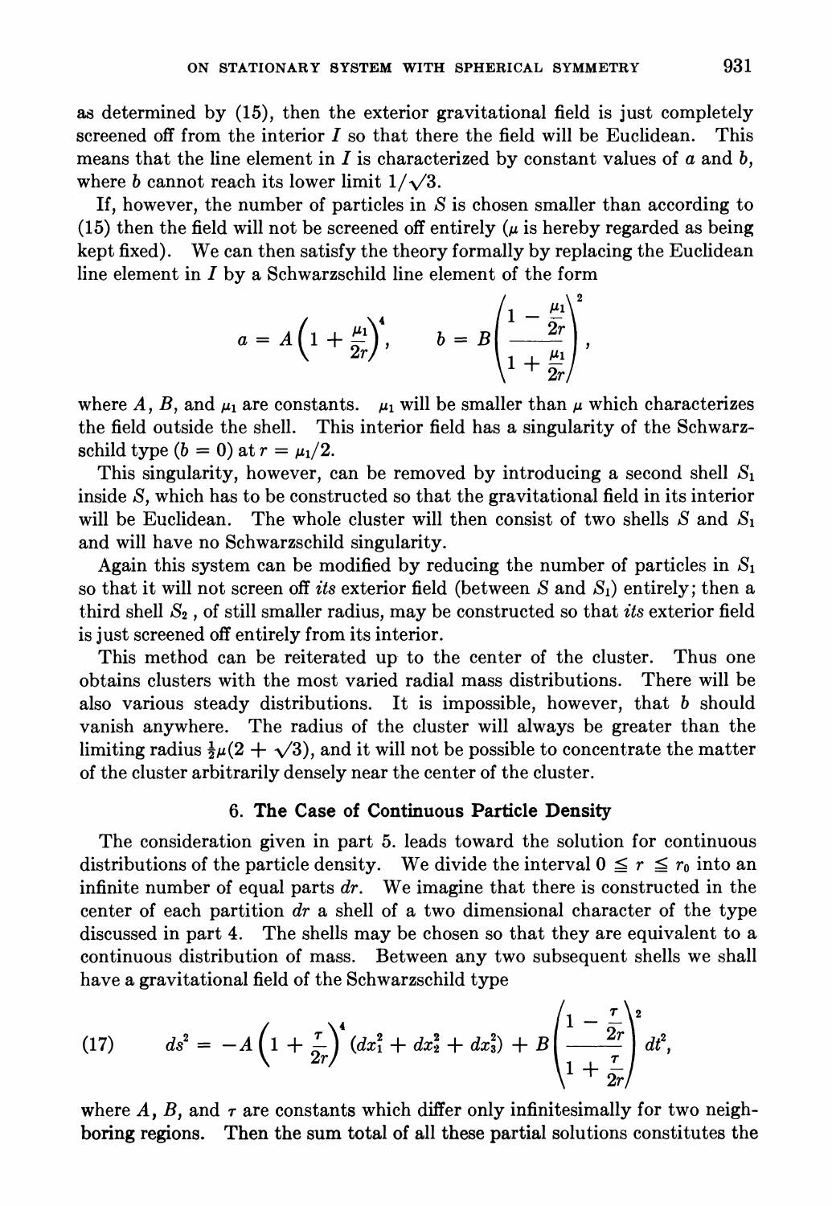as determined by (15), then the exterior gravitational field is just completely screened off from the interior $I$ so that there the field will be Euclidean. This means that the line element in $I$ is characterized by constant values of $a$ and $b$, where $b$ cannot reach its lower limit $1/\sqrt{3}$.

If, however, the number of particles in $S$ is chosen smaller than according to (15) then the field will not be screened off entirely ($\mu$ is hereby regarded as being kept fixed). We can then satisfy the theory formally by replacing the Euclidean line element in $I$ by a Schwarzschild line element of the form

$$a = A\left(1 + \frac{\mu_1}{2r}\right)^4, \qquad b = B\left(\frac{1 - \frac{\mu_1}{2r}}{1 + \frac{\mu_1}{2r}}\right)^2,$$

where $A$, $B$, and $\mu_1$ are constants. $\mu_1$ will be smaller than $\mu$ which characterizes the field outside the shell. This interior field has a singularity of the Schwarzschild type ($b = 0$) at $r = \mu_1/2$.

This singularity, however, can be removed by introducing a second shell $S_1$ inside $S$, which has to be constructed so that the gravitational field in its interior will be Euclidean. The whole cluster will then consist of two shells $S$ and $S_1$ and will have no Schwarzschild singularity.

Again this system can be modified by reducing the number of particles in $S_1$ so that it will not screen off *its* exterior field (between $S$ and $S_1$) entirely; then a third shell $S_2$, of still smaller radius, may be constructed so that *its* exterior field is just screened off entirely from its interior.

This method can be reiterated up to the center of the cluster. Thus one obtains clusters with the most varied radial mass distributions. There will be also various steady distributions. It is impossible, however, that $b$ should vanish anywhere. The radius of the cluster will always be greater than the limiting radius $\frac{1}{2}\mu(2 + \sqrt{3})$, and it will not be possible to concentrate the matter of the cluster arbitrarily densely near the center of the cluster.

## 6. The Case of Continuous Particle Density

The consideration given in part 5. leads toward the solution for continuous distributions of the particle density. We divide the interval $0 \leqq r \leqq r_0$ into an infinite number of equal parts $dr$. We imagine that there is constructed in the center of each partition $dr$ a shell of a two dimensional character of the type discussed in part 4. The shells may be chosen so that they are equivalent to a continuous distribution of mass. Between any two subsequent shells we shall have a gravitational field of the Schwarzschild type

$$ds^2 = -A\left(1 + \frac{\tau}{2r}\right)^4 (dx_1^2 + dx_2^2 + dx_3^2) + B\left(\frac{1 - \frac{\tau}{2r}}{1 + \frac{\tau}{2r}}\right)^2 dt^2, \tag{17}$$

where $A$, $B$, and $\tau$ are constants which differ only infinitesimally for two neighboring regions. Then the sum total of all these partial solutions constitutes the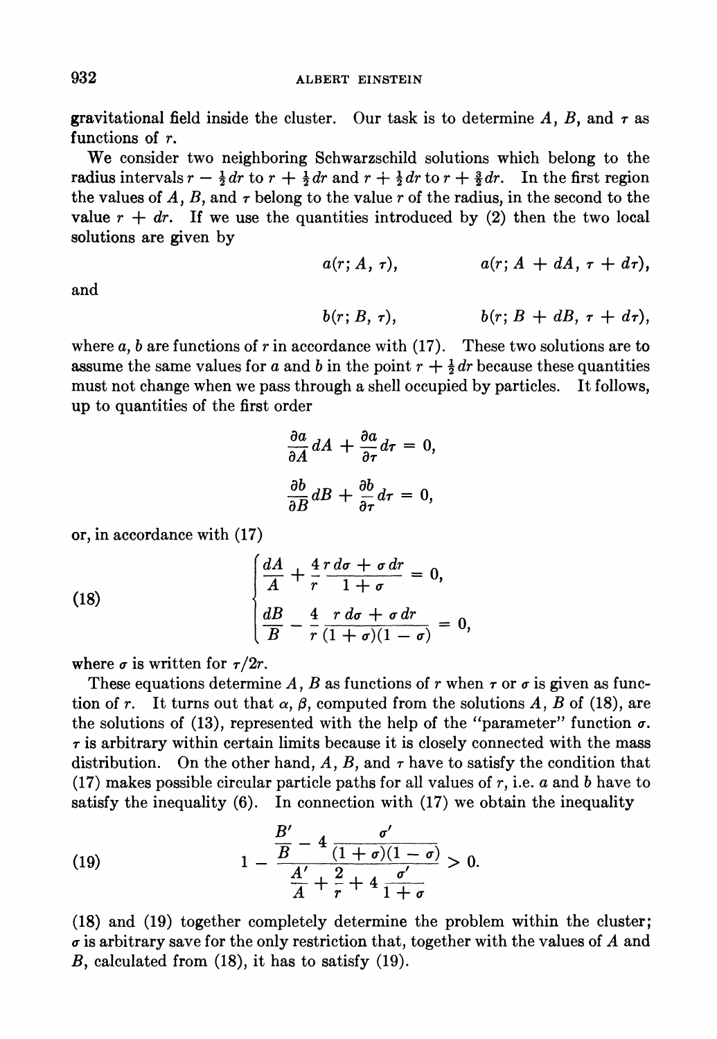gravitational field inside the cluster. Our task is to determine $A$, $B$, and $\tau$ as functions of $r$.

We consider two neighboring Schwarzschild solutions which belong to the radius intervals $r - \frac{1}{2}dr$ to $r + \frac{1}{2}dr$ and $r + \frac{1}{2}dr$ to $r + \frac{3}{2}dr$. In the first region the values of $A$, $B$, and $\tau$ belong to the value $r$ of the radius, in the second to the value $r + dr$. If we use the quantities introduced by (2) then the two local solutions are given by

$$a(r; A, \tau), \qquad a(r; A + dA, \tau + d\tau),$$

and

$$b(r; B, \tau), \qquad b(r; B + dB, \tau + d\tau),$$

where $a$, $b$ are functions of $r$ in accordance with (17). These two solutions are to assume the same values for $a$ and $b$ in the point $r + \frac{1}{2}dr$ because these quantities must not change when we pass through a shell occupied by particles. It follows, up to quantities of the first order

$$\frac{\partial a}{\partial A}dA + \frac{\partial a}{\partial \tau}d\tau = 0,$$

$$\frac{\partial b}{\partial B}dB + \frac{\partial b}{\partial \tau}d\tau = 0,$$

or, in accordance with (17)

$$\tag{18} \begin{cases} \dfrac{dA}{A} + \dfrac{4}{r}\dfrac{r\,d\sigma + \sigma\,dr}{1 + \sigma} = 0, \\[2ex] \dfrac{dB}{B} - \dfrac{4}{r}\dfrac{r\,d\sigma + \sigma\,dr}{(1 + \sigma)(1 - \sigma)} = 0, \end{cases}$$

where $\sigma$ is written for $\tau/2r$.

These equations determine $A$, $B$ as functions of $r$ when $\tau$ or $\sigma$ is given as function of $r$. It turns out that $\alpha$, $\beta$, computed from the solutions $A$, $B$ of (18), are the solutions of (13), represented with the help of the "parameter" function $\sigma$. $\tau$ is arbitrary within certain limits because it is closely connected with the mass distribution. On the other hand, $A$, $B$, and $\tau$ have to satisfy the condition that (17) makes possible circular particle paths for all values of $r$, i.e. $a$ and $b$ have to satisfy the inequality (6). In connection with (17) we obtain the inequality

$$\tag{19} 1 - \frac{\dfrac{B'}{B} - 4\dfrac{\sigma'}{(1 + \sigma)(1 - \sigma)}}{\dfrac{A'}{A} + \dfrac{2}{r} + 4\dfrac{\sigma'}{1 + \sigma}} > 0.$$

(18) and (19) together completely determine the problem within the cluster; $\sigma$ is arbitrary save for the only restriction that, together with the values of $A$ and $B$, calculated from (18), it has to satisfy (19).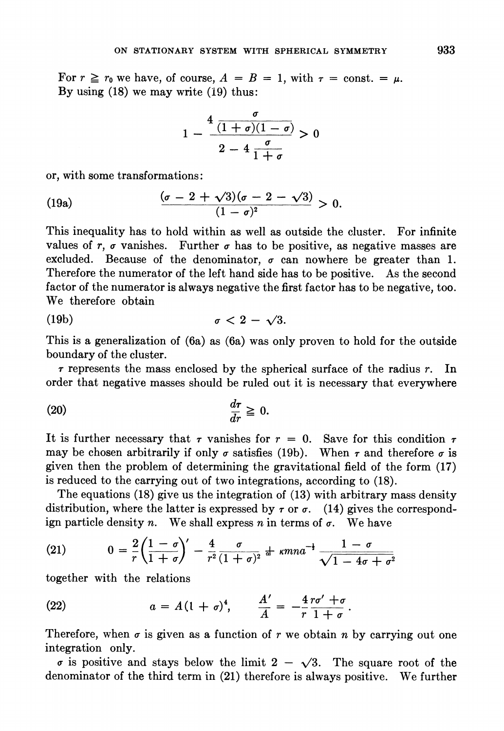For $r \geqq r_0$ we have, of course, $A = B = 1$, with $\tau = \text{const.} = \mu$.

By using (18) we may write (19) thus:

$$1 - \frac{4 \dfrac{\sigma}{(1+\sigma)(1-\sigma)}}{2 - 4\dfrac{\sigma}{1+\sigma}} > 0$$

or, with some transformations:

$$\text{(19a)} \qquad \frac{(\sigma - 2 + \sqrt{3})(\sigma - 2 - \sqrt{3})}{(1-\sigma)^2} > 0.$$

This inequality has to hold within as well as outside the cluster. For infinite values of $r$, $\sigma$ vanishes. Further $\sigma$ has to be positive, as negative masses are excluded. Because of the denominator, $\sigma$ can nowhere be greater than 1. Therefore the numerator of the left hand side has to be positive. As the second factor of the numerator is always negative the first factor has to be negative, too. We therefore obtain

$$\text{(19b)} \qquad \sigma < 2 - \sqrt{3}.$$

This is a generalization of (6a) as (6a) was only proven to hold for the outside boundary of the cluster.

$\tau$ represents the mass enclosed by the spherical surface of the radius $r$. In order that negative masses should be ruled out it is necessary that everywhere

$$\text{(20)} \qquad \frac{d\tau}{dr} \geqq 0.$$

It is further necessary that $\tau$ vanishes for $r = 0$. Save for this condition $\tau$ may be chosen arbitrarily if only $\sigma$ satisfies (19b). When $\tau$ and therefore $\sigma$ is given then the problem of determining the gravitational field of the form (17) is reduced to the carrying out of two integrations, according to (18).

The equations (18) give us the integration of (13) with arbitrary mass density distribution, where the latter is expressed by $\tau$ or $\sigma$. (14) gives the correspondign particle density $n$. We shall express $n$ in terms of $\sigma$. We have

$$\text{(21)} \qquad 0 = \frac{2}{r}\left(\frac{1-\sigma}{1+\sigma}\right)' - \frac{4}{r^2}\frac{\sigma}{(1+\sigma)^2} + \kappa m n a^{-\frac{1}{2}} \frac{1-\sigma}{\sqrt{1 - 4\sigma + \sigma^2}}$$

together with the relations

$$\text{(22)} \qquad a = A(1+\sigma)^4, \qquad \frac{A'}{A} = -\frac{4}{r}\frac{r\sigma' + \sigma}{1+\sigma}.$$

Therefore, when $\sigma$ is given as a function of $r$ we obtain $n$ by carrying out one integration only.

$\sigma$ is positive and stays below the limit $2 - \sqrt{3}$. The square root of the denominator of the third term in (21) therefore is always positive. We further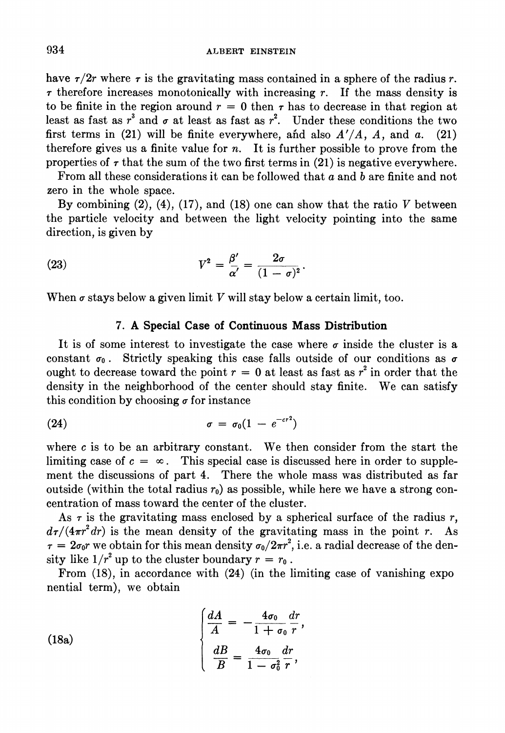have $\tau/2r$ where $\tau$ is the gravitating mass contained in a sphere of the radius $r$. $\tau$ therefore increases monotonically with increasing $r$. If the mass density is to be finite in the region around $r = 0$ then $\tau$ has to decrease in that region at least as fast as $r^3$ and $\sigma$ at least as fast as $r^2$. Under these conditions the two first terms in (21) will be finite everywhere, and also $A'/A$, $A$, and $a$. (21) therefore gives us a finite value for $n$. It is further possible to prove from the properties of $\tau$ that the sum of the two first terms in (21) is negative everywhere.

From all these considerations it can be followed that $a$ and $b$ are finite and not zero in the whole space.

By combining (2), (4), (17), and (18) one can show that the ratio $V$ between the particle velocity and between the light velocity pointing into the same direction, is given by

$$V^2 = \frac{\beta'}{\alpha'} = \frac{2\sigma}{(1-\sigma)^2}. \tag{23}$$

When $\sigma$ stays below a given limit $V$ will stay below a certain limit, too.

### 7. A Special Case of Continuous Mass Distribution

It is of some interest to investigate the case where $\sigma$ inside the cluster is a constant $\sigma_0$. Strictly speaking this case falls outside of our conditions as $\sigma$ ought to decrease toward the point $r = 0$ at least as fast as $r^2$ in order that the density in the neighborhood of the center should stay finite. We can satisfy this condition by choosing $\sigma$ for instance

$$\sigma = \sigma_0(1 - e^{-cr^2}) \tag{24}$$

where $c$ is to be an arbitrary constant. We then consider from the start the limiting case of $c = \infty$. This special case is discussed here in order to supplement the discussions of part 4. There the whole mass was distributed as far outside (within the total radius $r_0$) as possible, while here we have a strong concentration of mass toward the center of the cluster.

As $\tau$ is the gravitating mass enclosed by a spherical surface of the radius $r$, $d\tau/(4\pi r^2 dr)$ is the mean density of the gravitating mass in the point $r$. As $\tau = 2\sigma_0 r$ we obtain for this mean density $\sigma_0/2\pi r^2$, i.e. a radial decrease of the density like $1/r^2$ up to the cluster boundary $r = r_0$.

From (18), in accordance with (24) (in the limiting case of vanishing exponential term), we obtain

$$\begin{cases} \dfrac{dA}{A} = -\dfrac{4\sigma_0}{1+\sigma_0}\dfrac{dr}{r}, \\[2ex] \dfrac{dB}{B} = \dfrac{4\sigma_0}{1-\sigma_0^2}\dfrac{dr}{r}, \end{cases} \tag{18a}$$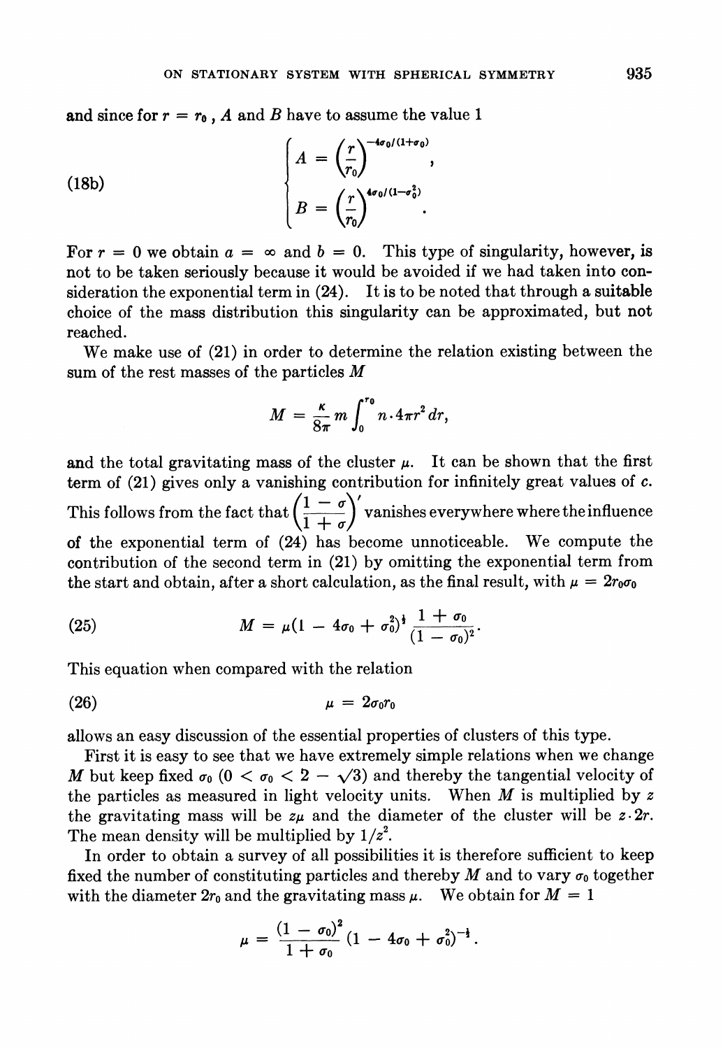and since for $r = r_0$, $A$ and $B$ have to assume the value 1

$$
\text{(18b)} \qquad \begin{cases} A = \left(\dfrac{r}{r_0}\right)^{-4\sigma_0/(1+\sigma_0)}, \\[2ex] B = \left(\dfrac{r}{r_0}\right)^{4\sigma_0/(1-\sigma_0^2)}. \end{cases}
$$

For $r = 0$ we obtain $a = \infty$ and $b = 0$. This type of singularity, however, is not to be taken seriously because it would be avoided if we had taken into consideration the exponential term in (24). It is to be noted that through a suitable choice of the mass distribution this singularity can be approximated, but not reached.

We make use of (21) in order to determine the relation existing between the sum of the rest masses of the particles $M$

$$
M = \frac{\kappa}{8\pi} m \int_0^{r_0} n \cdot 4\pi r^2 \, dr,
$$

and the total gravitating mass of the cluster $\mu$. It can be shown that the first term of (21) gives only a vanishing contribution for infinitely great values of $c$. This follows from the fact that $\left(\dfrac{1-\sigma}{1+\sigma}\right)'$ vanishes everywhere where the influence of the exponential term of (24) has become unnoticeable. We compute the contribution of the second term in (21) by omitting the exponential term from the start and obtain, after a short calculation, as the final result, with $\mu = 2r_0\sigma_0$

$$
\text{(25)} \qquad M = \mu(1 - 4\sigma_0 + \sigma_0^2)^{\frac{1}{2}} \frac{1 + \sigma_0}{(1 - \sigma_0)^2}.
$$

This equation when compared with the relation

$$
\text{(26)} \qquad \mu = 2\sigma_0 r_0
$$

allows an easy discussion of the essential properties of clusters of this type.

First it is easy to see that we have extremely simple relations when we change $M$ but keep fixed $\sigma_0$ $(0 < \sigma_0 < 2 - \sqrt{3})$ and thereby the tangential velocity of the particles as measured in light velocity units. When $M$ is multiplied by $z$ the gravitating mass will be $z\mu$ and the diameter of the cluster will be $z \cdot 2r$. The mean density will be multiplied by $1/z^2$.

In order to obtain a survey of all possibilities it is therefore sufficient to keep fixed the number of constituting particles and thereby $M$ and to vary $\sigma_0$ together with the diameter $2r_0$ and the gravitating mass $\mu$. We obtain for $M = 1$

$$
\mu = \frac{(1 - \sigma_0)^2}{1 + \sigma_0} (1 - 4\sigma_0 + \sigma_0^2)^{-\frac{1}{2}}.
$$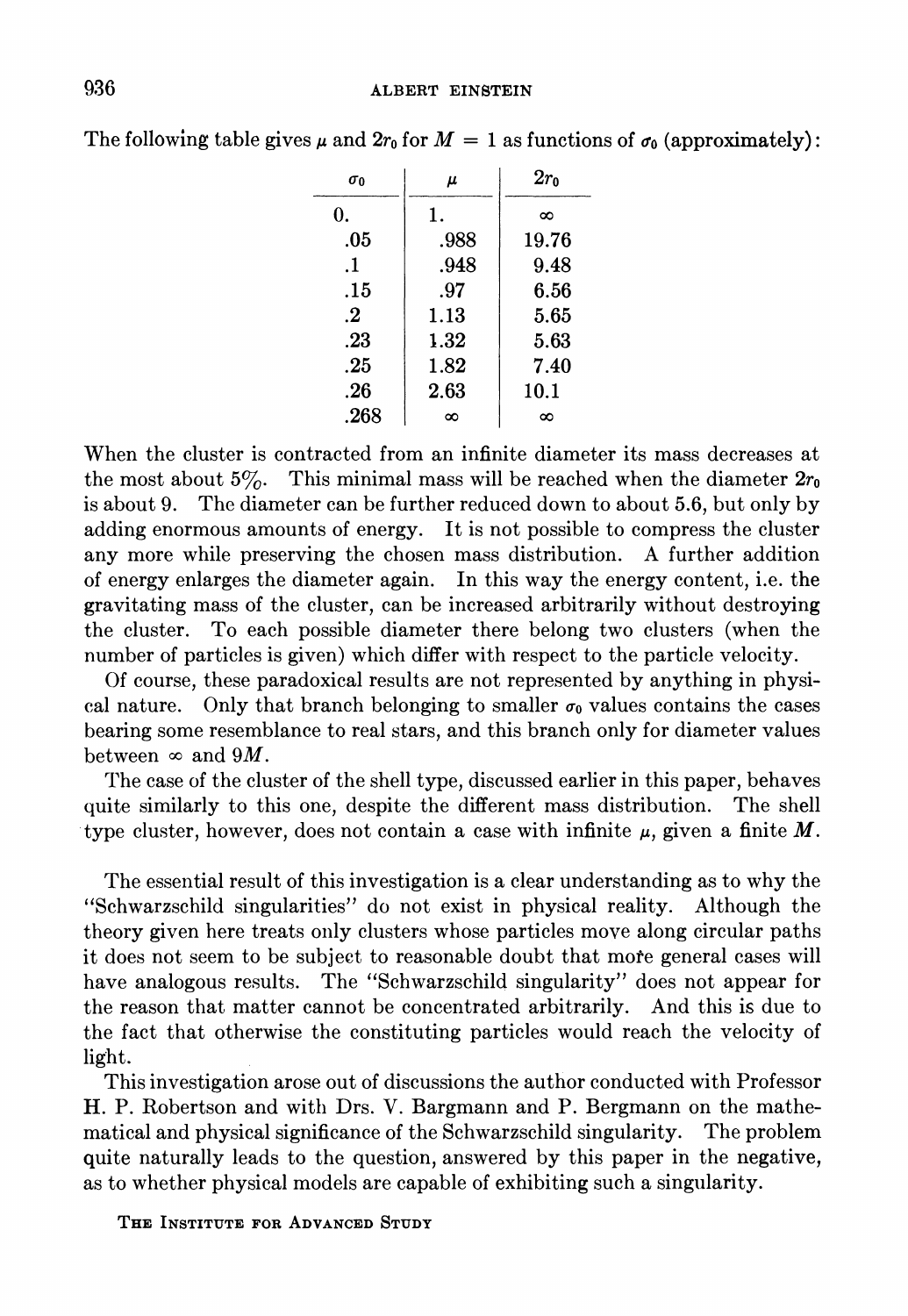The following table gives $\mu$ and $2r_0$ for $M = 1$ as functions of $\sigma_0$ (approximately):

| $\sigma_0$ | $\mu$ | $2r_0$ |
|---|---|---|
| 0. | 1. | $\infty$ |
| .05 | .988 | 19.76 |
| .1 | .948 | 9.48 |
| .15 | .97 | 6.56 |
| .2 | 1.13 | 5.65 |
| .23 | 1.32 | 5.63 |
| .25 | 1.82 | 7.40 |
| .26 | 2.63 | 10.1 |
| .268 | $\infty$ | $\infty$ |

When the cluster is contracted from an infinite diameter its mass decreases at the most about 5%. This minimal mass will be reached when the diameter $2r_0$ is about 9. The diameter can be further reduced down to about 5.6, but only by adding enormous amounts of energy. It is not possible to compress the cluster any more while preserving the chosen mass distribution. A further addition of energy enlarges the diameter again. In this way the energy content, i.e. the gravitating mass of the cluster, can be increased arbitrarily without destroying the cluster. To each possible diameter there belong two clusters (when the number of particles is given) which differ with respect to the particle velocity.

Of course, these paradoxical results are not represented by anything in physical nature. Only that branch belonging to smaller $\sigma_0$ values contains the cases bearing some resemblance to real stars, and this branch only for diameter values between $\infty$ and $9M$.

The case of the cluster of the shell type, discussed earlier in this paper, behaves quite similarly to this one, despite the different mass distribution. The shell type cluster, however, does not contain a case with infinite $\mu$, given a finite $M$.

The essential result of this investigation is a clear understanding as to why the "Schwarzschild singularities" do not exist in physical reality. Although the theory given here treats only clusters whose particles move along circular paths it does not seem to be subject to reasonable doubt that more general cases will have analogous results. The "Schwarzschild singularity" does not appear for the reason that matter cannot be concentrated arbitrarily. And this is due to the fact that otherwise the constituting particles would reach the velocity of light.

This investigation arose out of discussions the author conducted with Professor H. P. Robertson and with Drs. V. Bargmann and P. Bergmann on the mathematical and physical significance of the Schwarzschild singularity. The problem quite naturally leads to the question, answered by this paper in the negative, as to whether physical models are capable of exhibiting such a singularity.

THE INSTITUTE FOR ADVANCED STUDY